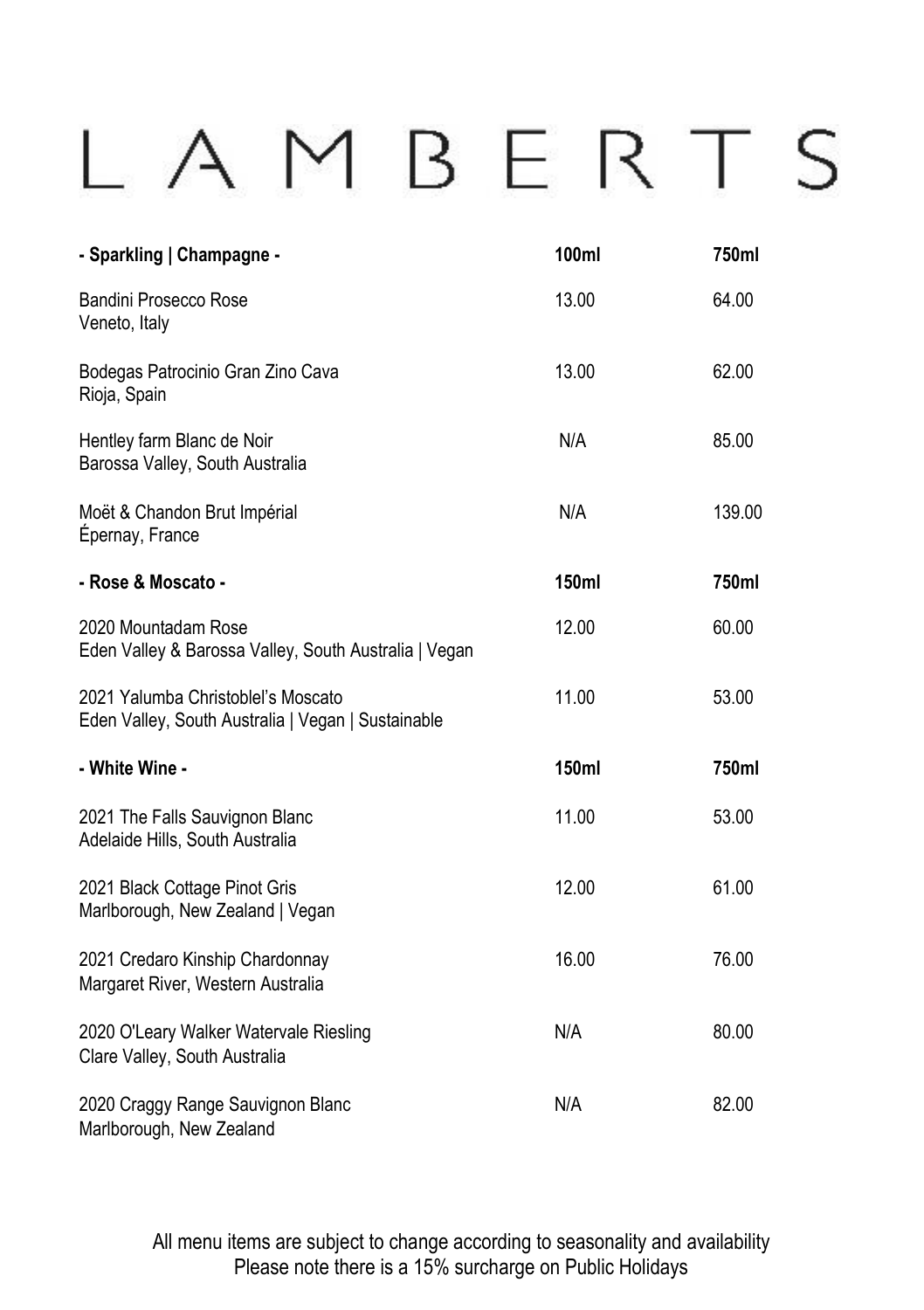# LAMBERTS

| - Sparkling \| Champagne - | 100ml | 750ml |
| --- | --- | --- |
| Bandini Prosecco Rose<br>Veneto, Italy | 13.00 | 64.00 |
| Bodegas Patrocinio Gran Zino Cava<br>Rioja, Spain | 13.00 | 62.00 |
| Hentley farm Blanc de Noir<br>Barossa Valley, South Australia | N/A | 85.00 |
| Moët & Chandon Brut Impérial<br>Épernay, France | N/A | 139.00 |
| **- Rose & Moscato -** | **150ml** | **750ml** |
| 2020 Mountadam Rose<br>Eden Valley & Barossa Valley, South Australia \| Vegan | 12.00 | 60.00 |
| 2021 Yalumba Christoblel's Moscato<br>Eden Valley, South Australia \| Vegan \| Sustainable | 11.00 | 53.00 |
| **- White Wine -** | **150ml** | **750ml** |
| 2021 The Falls Sauvignon Blanc<br>Adelaide Hills, South Australia | 11.00 | 53.00 |
| 2021 Black Cottage Pinot Gris<br>Marlborough, New Zealand \| Vegan | 12.00 | 61.00 |
| 2021 Credaro Kinship Chardonnay<br>Margaret River, Western Australia | 16.00 | 76.00 |
| 2020 O'Leary Walker Watervale Riesling<br>Clare Valley, South Australia | N/A | 80.00 |
| 2020 Craggy Range Sauvignon Blanc<br>Marlborough, New Zealand | N/A | 82.00 |

All menu items are subject to change according to seasonality and availability
Please note there is a 15% surcharge on Public Holidays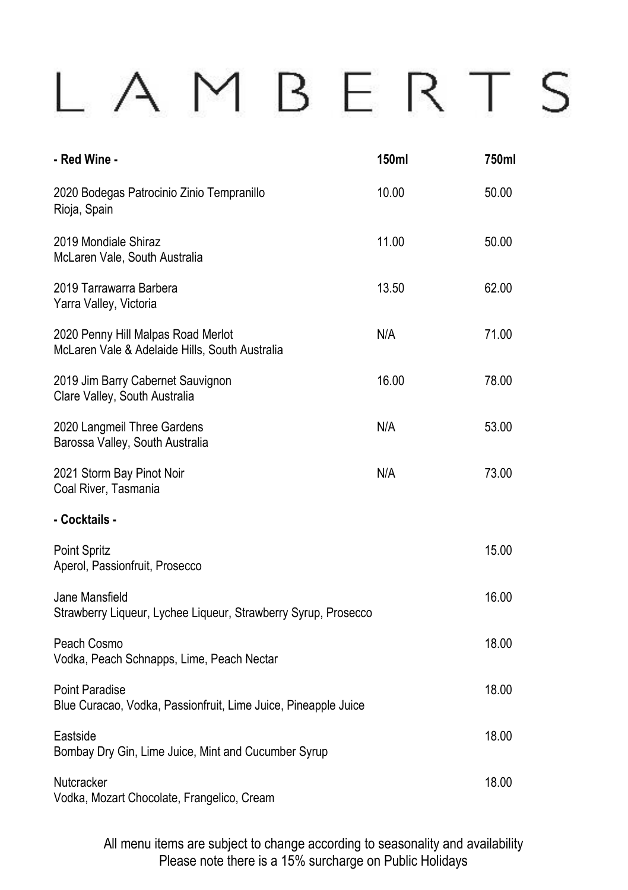# LAMBERTS

| - Red Wine - | 150ml | 750ml |
|---|---|---|
| 2020 Bodegas Patrocinio Zinio Tempranillo<br>Rioja, Spain | 10.00 | 50.00 |
| 2019 Mondiale Shiraz<br>McLaren Vale, South Australia | 11.00 | 50.00 |
| 2019 Tarrawarra Barbera<br>Yarra Valley, Victoria | 13.50 | 62.00 |
| 2020 Penny Hill Malpas Road Merlot<br>McLaren Vale & Adelaide Hills, South Australia | N/A | 71.00 |
| 2019 Jim Barry Cabernet Sauvignon<br>Clare Valley, South Australia | 16.00 | 78.00 |
| 2020 Langmeil Three Gardens<br>Barossa Valley, South Australia | N/A | 53.00 |
| 2021 Storm Bay Pinot Noir<br>Coal River, Tasmania | N/A | 73.00 |

| - Cocktails - | |
|---|---|
| Point Spritz<br>Aperol, Passionfruit, Prosecco | 15.00 |
| Jane Mansfield<br>Strawberry Liqueur, Lychee Liqueur, Strawberry Syrup, Prosecco | 16.00 |
| Peach Cosmo<br>Vodka, Peach Schnapps, Lime, Peach Nectar | 18.00 |
| Point Paradise<br>Blue Curacao, Vodka, Passionfruit, Lime Juice, Pineapple Juice | 18.00 |
| Eastside<br>Bombay Dry Gin, Lime Juice, Mint and Cucumber Syrup | 18.00 |
| Nutcracker<br>Vodka, Mozart Chocolate, Frangelico, Cream | 18.00 |

All menu items are subject to change according to seasonality and availability
Please note there is a 15% surcharge on Public Holidays